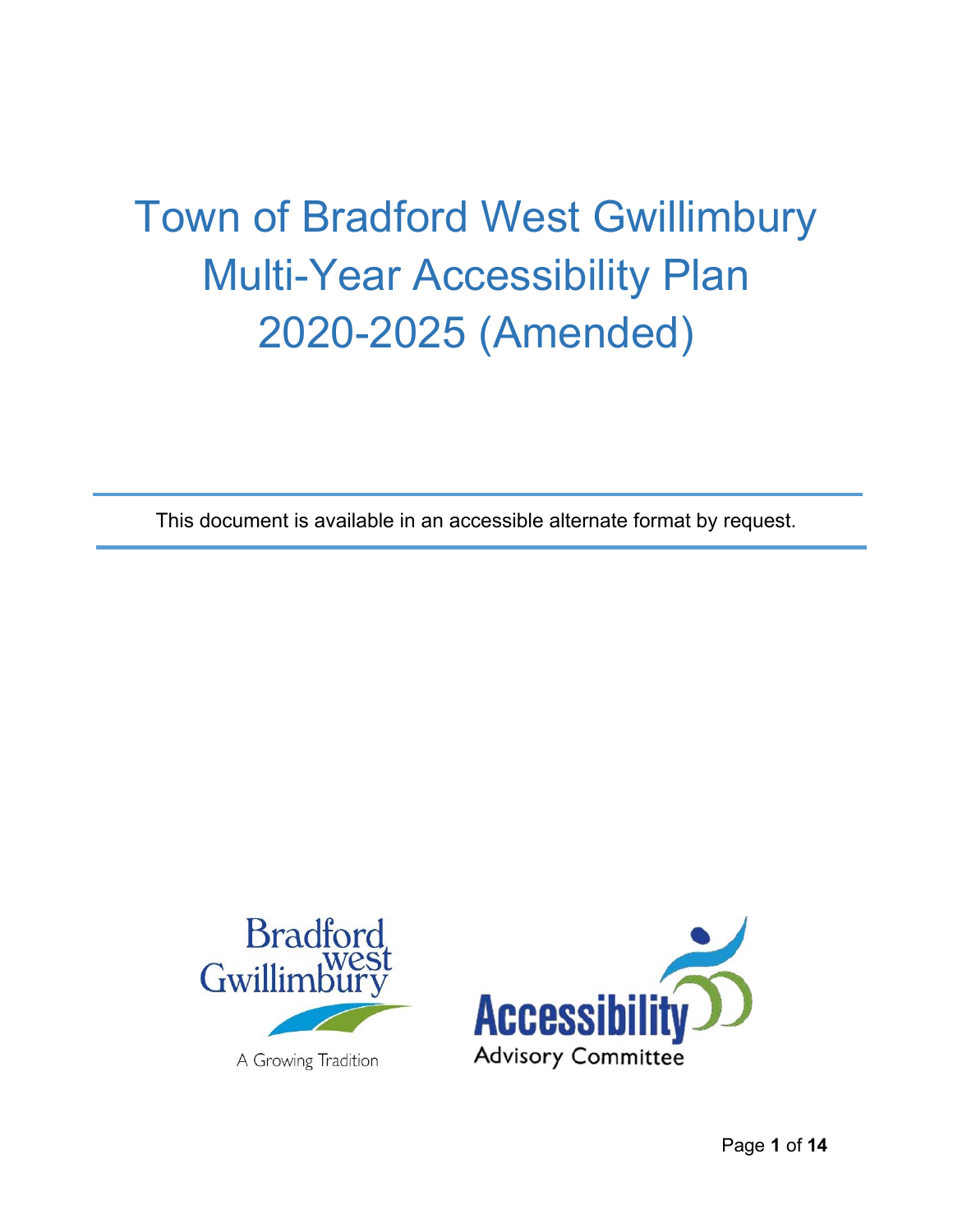# Town of Bradford West Gwillimbury Multi-Year Accessibility Plan 2020-2025 (Amended)

This document is available in an accessible alternate format by request.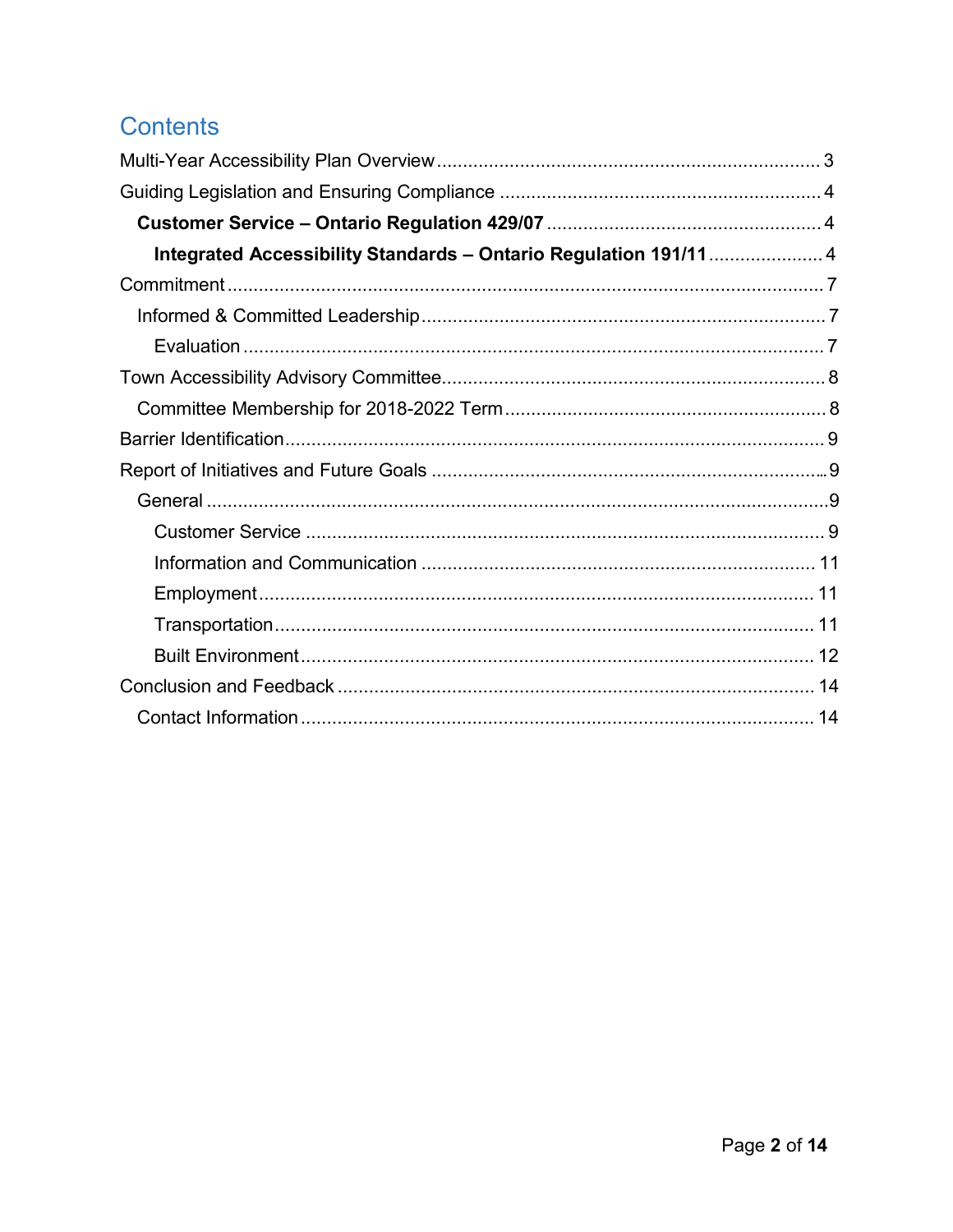# Contents

Multi-Year Accessibility Plan Overview ........................................................................ 3

Guiding Legislation and Ensuring Compliance ............................................................. 4

- **Customer Service – Ontario Regulation 429/07** .................................................... 4
  - **Integrated Accessibility Standards – Ontario Regulation 191/11** ..................... 4

Commitment ................................................................................................................... 7

- Informed & Committed Leadership ............................................................................ 7
  - Evaluation ............................................................................................................... 7

Town Accessibility Advisory Committee ......................................................................... 8

- Committee Membership for 2018-2022 Term ............................................................. 8

Barrier Identification ........................................................................................................ 9

Report of Initiatives and Future Goals ............................................................................ 9

- General ....................................................................................................................... 9
  - Customer Service .................................................................................................... 9
  - Information and Communication .......................................................................... 11
  - Employment .......................................................................................................... 11
  - Transportation ....................................................................................................... 11
  - Built Environment .................................................................................................. 12

Conclusion and Feedback ............................................................................................ 14

- Contact Information .................................................................................................. 14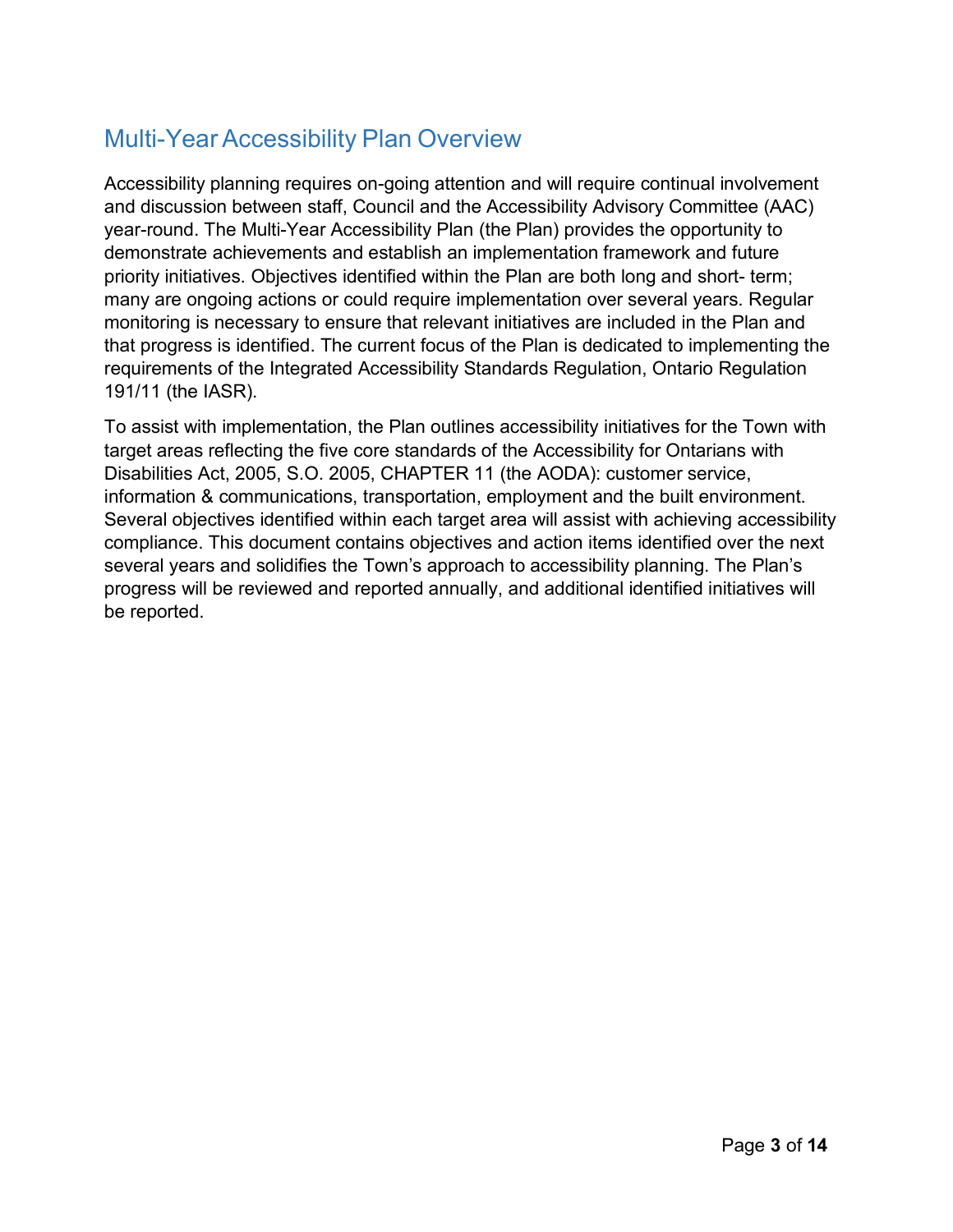## Multi-Year Accessibility Plan Overview

Accessibility planning requires on-going attention and will require continual involvement and discussion between staff, Council and the Accessibility Advisory Committee (AAC) year-round. The Multi-Year Accessibility Plan (the Plan) provides the opportunity to demonstrate achievements and establish an implementation framework and future priority initiatives. Objectives identified within the Plan are both long and short- term; many are ongoing actions or could require implementation over several years. Regular monitoring is necessary to ensure that relevant initiatives are included in the Plan and that progress is identified. The current focus of the Plan is dedicated to implementing the requirements of the Integrated Accessibility Standards Regulation, Ontario Regulation 191/11 (the IASR).

To assist with implementation, the Plan outlines accessibility initiatives for the Town with target areas reflecting the five core standards of the Accessibility for Ontarians with Disabilities Act, 2005, S.O. 2005, CHAPTER 11 (the AODA): customer service, information & communications, transportation, employment and the built environment. Several objectives identified within each target area will assist with achieving accessibility compliance. This document contains objectives and action items identified over the next several years and solidifies the Town's approach to accessibility planning. The Plan's progress will be reviewed and reported annually, and additional identified initiatives will be reported.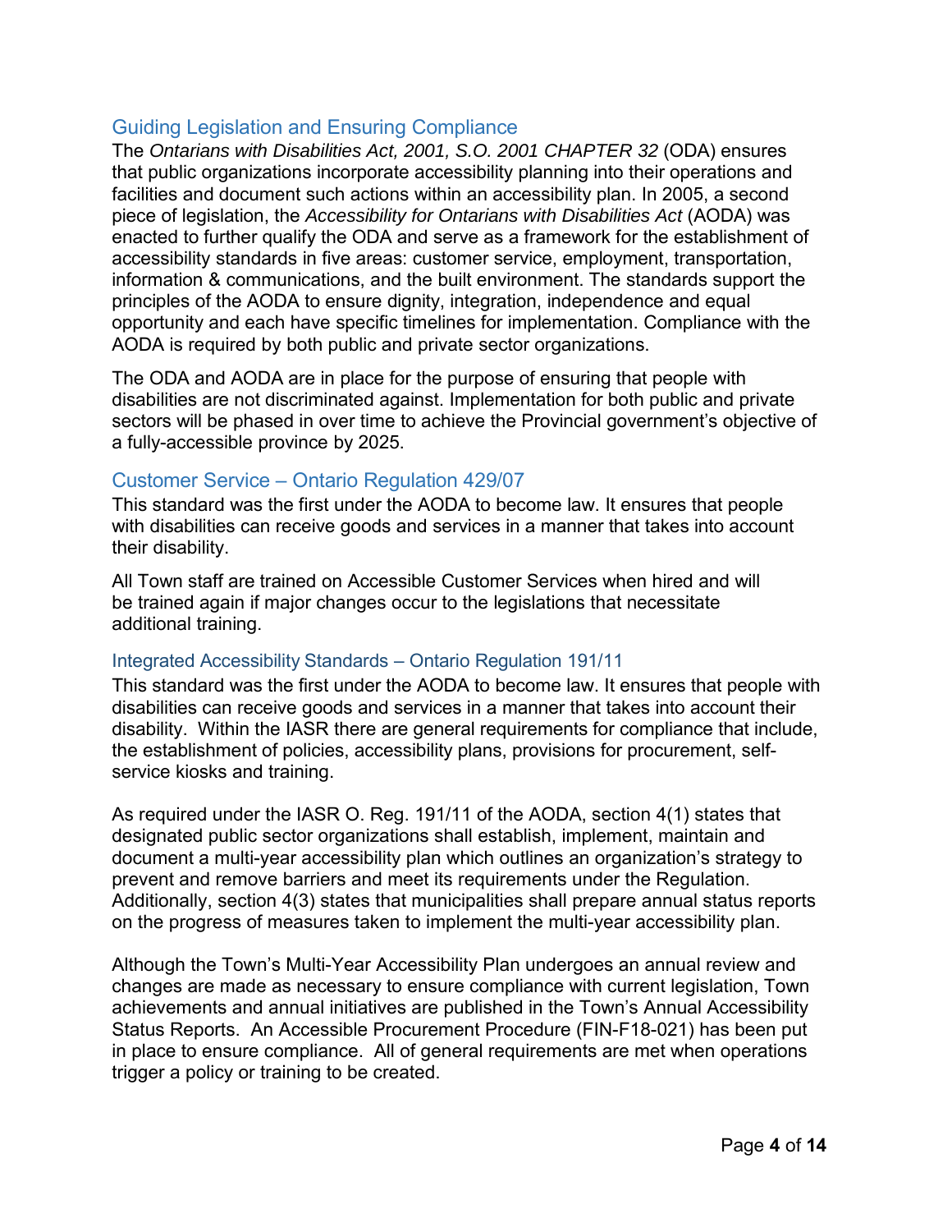## Guiding Legislation and Ensuring Compliance

The *Ontarians with Disabilities Act, 2001, S.O. 2001 CHAPTER 32* (ODA) ensures that public organizations incorporate accessibility planning into their operations and facilities and document such actions within an accessibility plan. In 2005, a second piece of legislation, the *Accessibility for Ontarians with Disabilities Act* (AODA) was enacted to further qualify the ODA and serve as a framework for the establishment of accessibility standards in five areas: customer service, employment, transportation, information & communications, and the built environment. The standards support the principles of the AODA to ensure dignity, integration, independence and equal opportunity and each have specific timelines for implementation. Compliance with the AODA is required by both public and private sector organizations.

The ODA and AODA are in place for the purpose of ensuring that people with disabilities are not discriminated against. Implementation for both public and private sectors will be phased in over time to achieve the Provincial government's objective of a fully-accessible province by 2025.

## Customer Service – Ontario Regulation 429/07

This standard was the first under the AODA to become law. It ensures that people with disabilities can receive goods and services in a manner that takes into account their disability.

All Town staff are trained on Accessible Customer Services when hired and will be trained again if major changes occur to the legislations that necessitate additional training.

### Integrated Accessibility Standards – Ontario Regulation 191/11

This standard was the first under the AODA to become law. It ensures that people with disabilities can receive goods and services in a manner that takes into account their disability. Within the IASR there are general requirements for compliance that include, the establishment of policies, accessibility plans, provisions for procurement, self-service kiosks and training.

As required under the IASR O. Reg. 191/11 of the AODA, section 4(1) states that designated public sector organizations shall establish, implement, maintain and document a multi-year accessibility plan which outlines an organization's strategy to prevent and remove barriers and meet its requirements under the Regulation. Additionally, section 4(3) states that municipalities shall prepare annual status reports on the progress of measures taken to implement the multi-year accessibility plan.

Although the Town's Multi-Year Accessibility Plan undergoes an annual review and changes are made as necessary to ensure compliance with current legislation, Town achievements and annual initiatives are published in the Town's Annual Accessibility Status Reports. An Accessible Procurement Procedure (FIN-F18-021) has been put in place to ensure compliance. All of general requirements are met when operations trigger a policy or training to be created.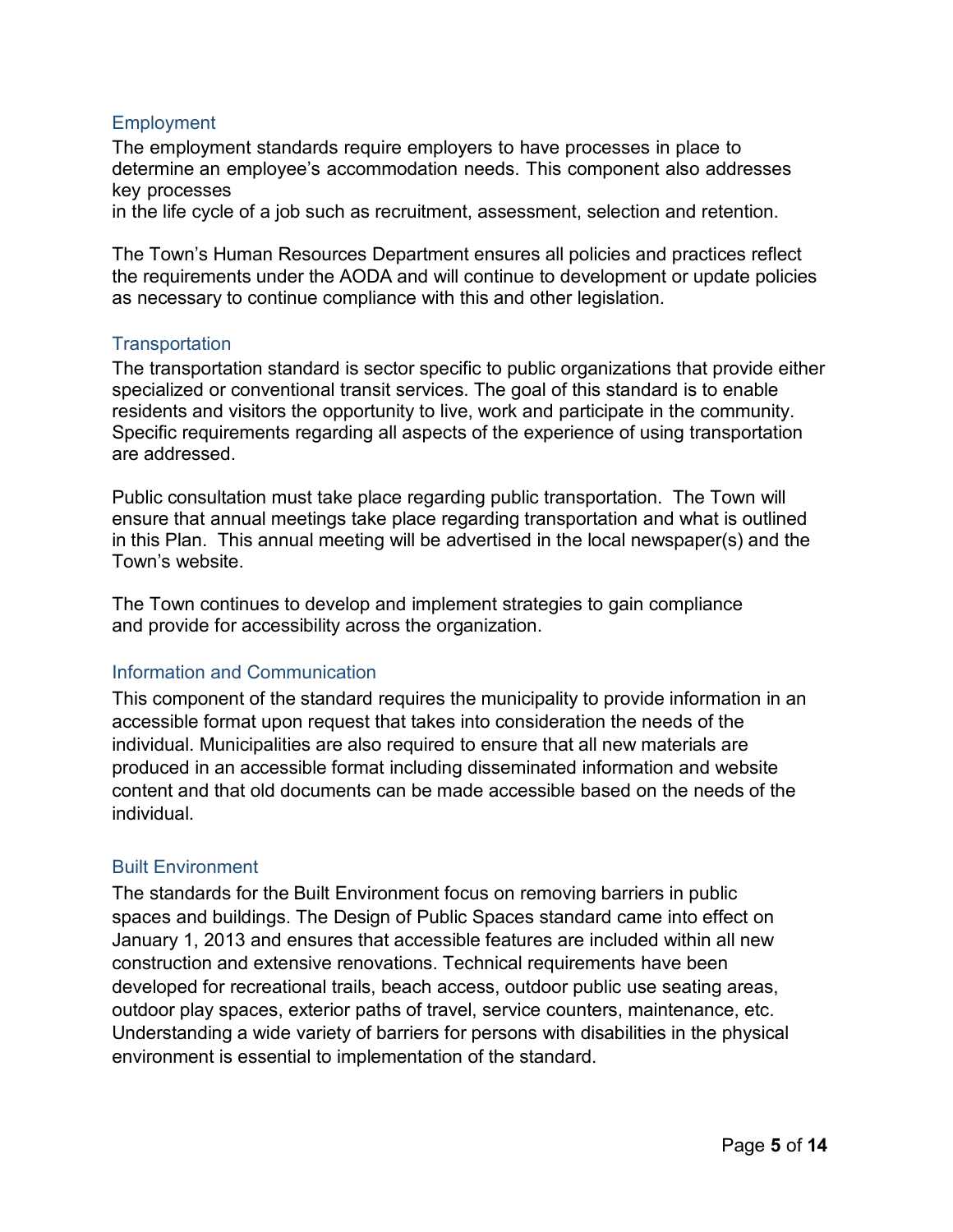## Employment

The employment standards require employers to have processes in place to determine an employee's accommodation needs. This component also addresses key processes in the life cycle of a job such as recruitment, assessment, selection and retention.

The Town's Human Resources Department ensures all policies and practices reflect the requirements under the AODA and will continue to development or update policies as necessary to continue compliance with this and other legislation.

## Transportation

The transportation standard is sector specific to public organizations that provide either specialized or conventional transit services. The goal of this standard is to enable residents and visitors the opportunity to live, work and participate in the community. Specific requirements regarding all aspects of the experience of using transportation are addressed.

Public consultation must take place regarding public transportation. The Town will ensure that annual meetings take place regarding transportation and what is outlined in this Plan. This annual meeting will be advertised in the local newspaper(s) and the Town's website.

The Town continues to develop and implement strategies to gain compliance and provide for accessibility across the organization.

## Information and Communication

This component of the standard requires the municipality to provide information in an accessible format upon request that takes into consideration the needs of the individual. Municipalities are also required to ensure that all new materials are produced in an accessible format including disseminated information and website content and that old documents can be made accessible based on the needs of the individual.

## Built Environment

The standards for the Built Environment focus on removing barriers in public spaces and buildings. The Design of Public Spaces standard came into effect on January 1, 2013 and ensures that accessible features are included within all new construction and extensive renovations. Technical requirements have been developed for recreational trails, beach access, outdoor public use seating areas, outdoor play spaces, exterior paths of travel, service counters, maintenance, etc. Understanding a wide variety of barriers for persons with disabilities in the physical environment is essential to implementation of the standard.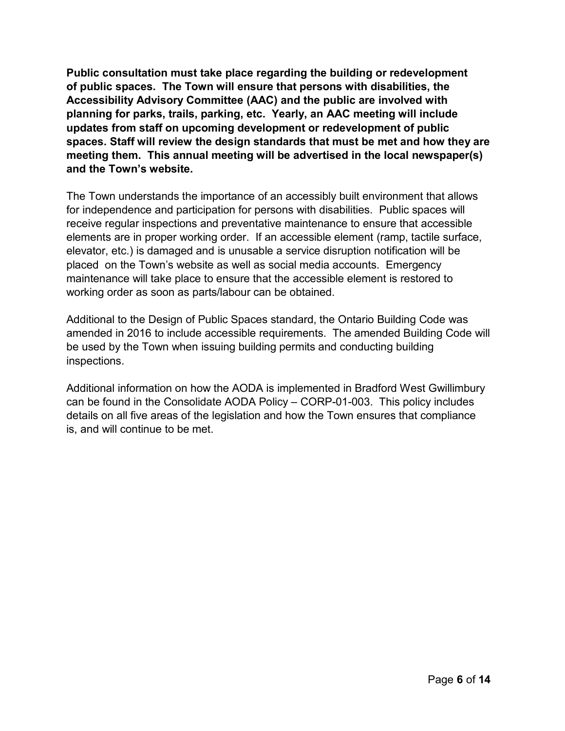**Public consultation must take place regarding the building or redevelopment of public spaces. The Town will ensure that persons with disabilities, the Accessibility Advisory Committee (AAC) and the public are involved with planning for parks, trails, parking, etc. Yearly, an AAC meeting will include updates from staff on upcoming development or redevelopment of public spaces. Staff will review the design standards that must be met and how they are meeting them. This annual meeting will be advertised in the local newspaper(s) and the Town's website.**

The Town understands the importance of an accessibly built environment that allows for independence and participation for persons with disabilities. Public spaces will receive regular inspections and preventative maintenance to ensure that accessible elements are in proper working order. If an accessible element (ramp, tactile surface, elevator, etc.) is damaged and is unusable a service disruption notification will be placed on the Town's website as well as social media accounts. Emergency maintenance will take place to ensure that the accessible element is restored to working order as soon as parts/labour can be obtained.

Additional to the Design of Public Spaces standard, the Ontario Building Code was amended in 2016 to include accessible requirements. The amended Building Code will be used by the Town when issuing building permits and conducting building inspections.

Additional information on how the AODA is implemented in Bradford West Gwillimbury can be found in the Consolidate AODA Policy – CORP-01-003. This policy includes details on all five areas of the legislation and how the Town ensures that compliance is, and will continue to be met.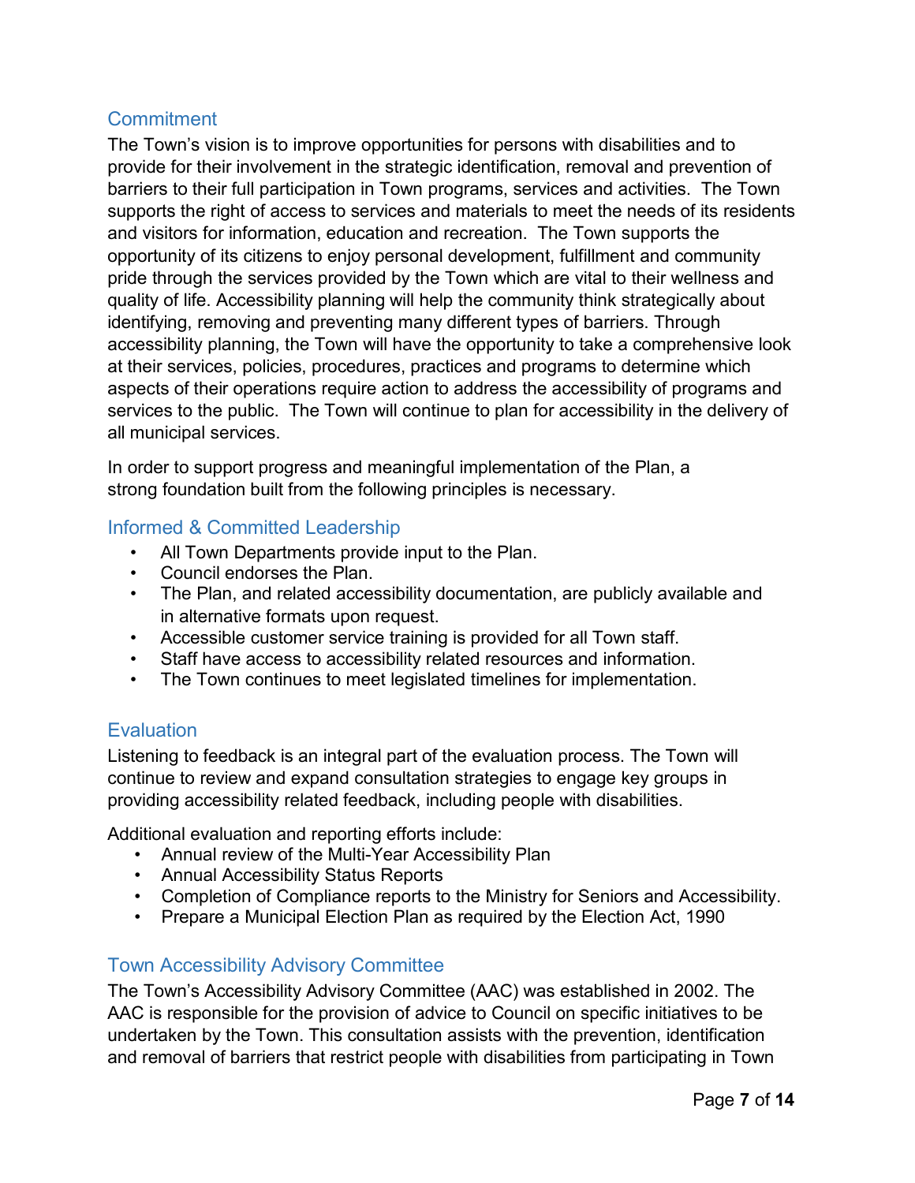## Commitment

The Town's vision is to improve opportunities for persons with disabilities and to provide for their involvement in the strategic identification, removal and prevention of barriers to their full participation in Town programs, services and activities. The Town supports the right of access to services and materials to meet the needs of its residents and visitors for information, education and recreation. The Town supports the opportunity of its citizens to enjoy personal development, fulfillment and community pride through the services provided by the Town which are vital to their wellness and quality of life. Accessibility planning will help the community think strategically about identifying, removing and preventing many different types of barriers. Through accessibility planning, the Town will have the opportunity to take a comprehensive look at their services, policies, procedures, practices and programs to determine which aspects of their operations require action to address the accessibility of programs and services to the public. The Town will continue to plan for accessibility in the delivery of all municipal services.

In order to support progress and meaningful implementation of the Plan, a strong foundation built from the following principles is necessary.

## Informed & Committed Leadership

- All Town Departments provide input to the Plan.
- Council endorses the Plan.
- The Plan, and related accessibility documentation, are publicly available and in alternative formats upon request.
- Accessible customer service training is provided for all Town staff.
- Staff have access to accessibility related resources and information.
- The Town continues to meet legislated timelines for implementation.

## Evaluation

Listening to feedback is an integral part of the evaluation process. The Town will continue to review and expand consultation strategies to engage key groups in providing accessibility related feedback, including people with disabilities.

Additional evaluation and reporting efforts include:

- Annual review of the Multi-Year Accessibility Plan
- Annual Accessibility Status Reports
- Completion of Compliance reports to the Ministry for Seniors and Accessibility.
- Prepare a Municipal Election Plan as required by the Election Act, 1990

## Town Accessibility Advisory Committee

The Town's Accessibility Advisory Committee (AAC) was established in 2002. The AAC is responsible for the provision of advice to Council on specific initiatives to be undertaken by the Town. This consultation assists with the prevention, identification and removal of barriers that restrict people with disabilities from participating in Town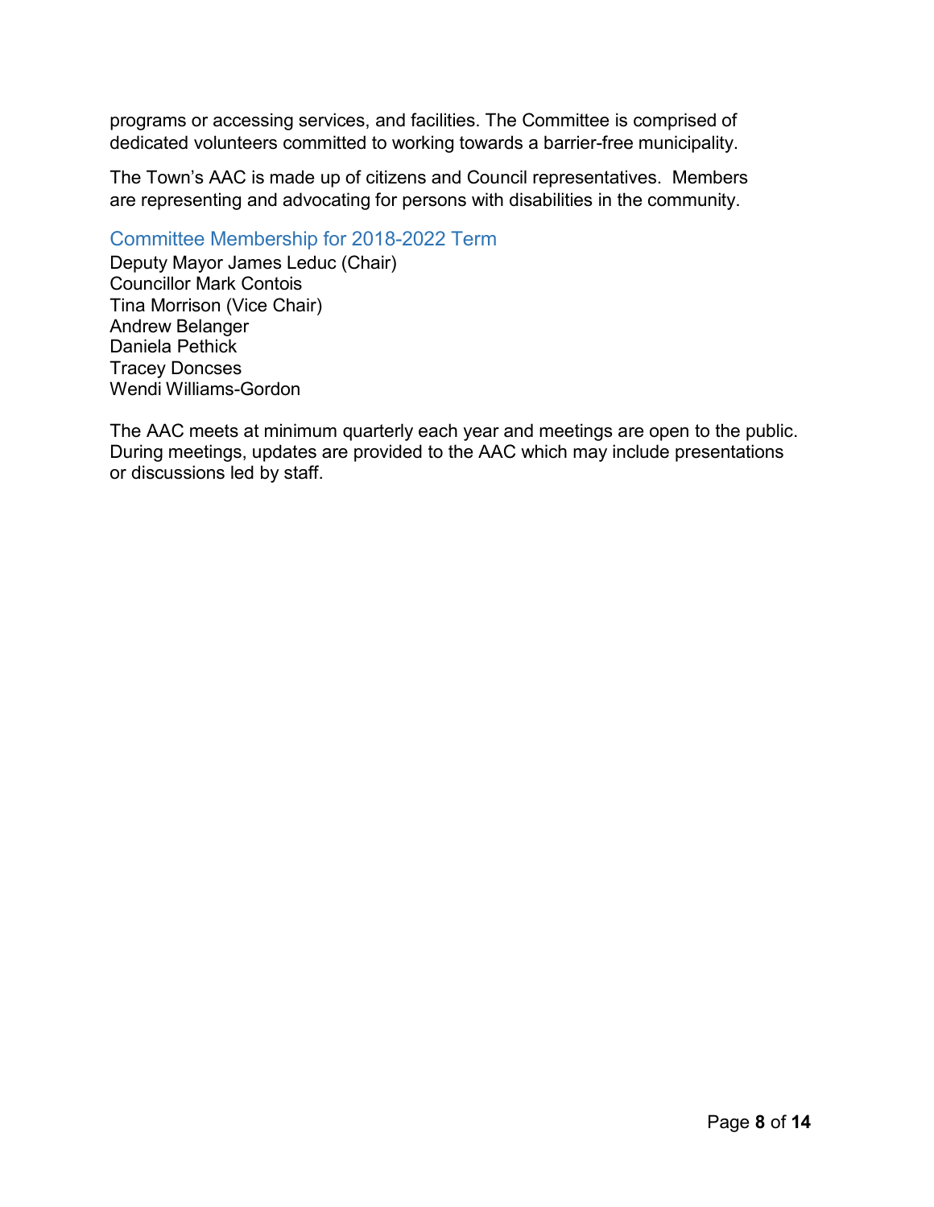programs or accessing services, and facilities. The Committee is comprised of dedicated volunteers committed to working towards a barrier-free municipality.

The Town's AAC is made up of citizens and Council representatives. Members are representing and advocating for persons with disabilities in the community.

## Committee Membership for 2018-2022 Term

Deputy Mayor James Leduc (Chair)
Councillor Mark Contois
Tina Morrison (Vice Chair)
Andrew Belanger
Daniela Pethick
Tracey Doncses
Wendi Williams-Gordon

The AAC meets at minimum quarterly each year and meetings are open to the public. During meetings, updates are provided to the AAC which may include presentations or discussions led by staff.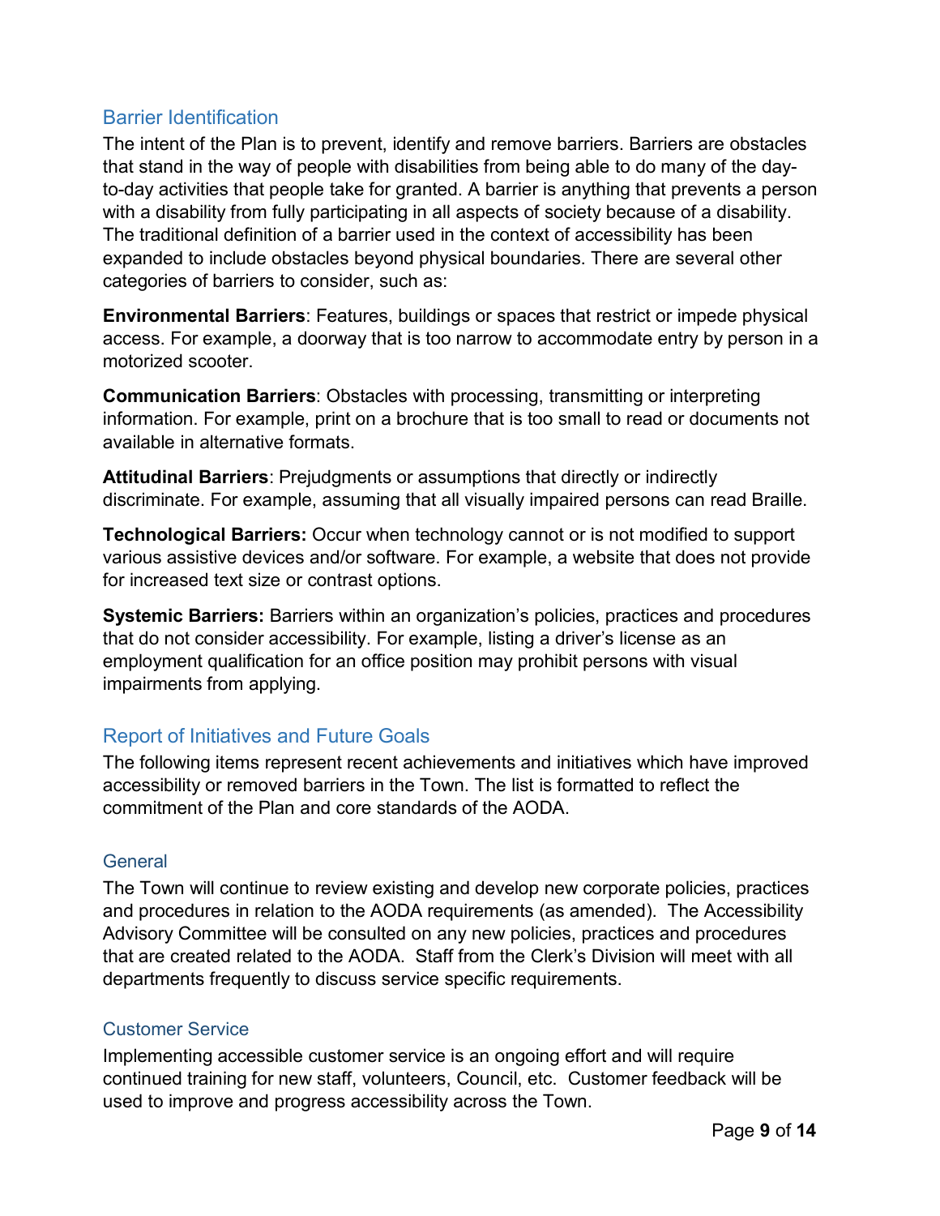## Barrier Identification

The intent of the Plan is to prevent, identify and remove barriers. Barriers are obstacles that stand in the way of people with disabilities from being able to do many of the day-to-day activities that people take for granted. A barrier is anything that prevents a person with a disability from fully participating in all aspects of society because of a disability. The traditional definition of a barrier used in the context of accessibility has been expanded to include obstacles beyond physical boundaries. There are several other categories of barriers to consider, such as:

**Environmental Barriers**: Features, buildings or spaces that restrict or impede physical access. For example, a doorway that is too narrow to accommodate entry by person in a motorized scooter.

**Communication Barriers**: Obstacles with processing, transmitting or interpreting information. For example, print on a brochure that is too small to read or documents not available in alternative formats.

**Attitudinal Barriers**: Prejudgments or assumptions that directly or indirectly discriminate. For example, assuming that all visually impaired persons can read Braille.

**Technological Barriers:** Occur when technology cannot or is not modified to support various assistive devices and/or software. For example, a website that does not provide for increased text size or contrast options.

**Systemic Barriers:** Barriers within an organization's policies, practices and procedures that do not consider accessibility. For example, listing a driver's license as an employment qualification for an office position may prohibit persons with visual impairments from applying.

## Report of Initiatives and Future Goals

The following items represent recent achievements and initiatives which have improved accessibility or removed barriers in the Town. The list is formatted to reflect the commitment of the Plan and core standards of the AODA.

### General

The Town will continue to review existing and develop new corporate policies, practices and procedures in relation to the AODA requirements (as amended). The Accessibility Advisory Committee will be consulted on any new policies, practices and procedures that are created related to the AODA. Staff from the Clerk's Division will meet with all departments frequently to discuss service specific requirements.

### Customer Service

Implementing accessible customer service is an ongoing effort and will require continued training for new staff, volunteers, Council, etc. Customer feedback will be used to improve and progress accessibility across the Town.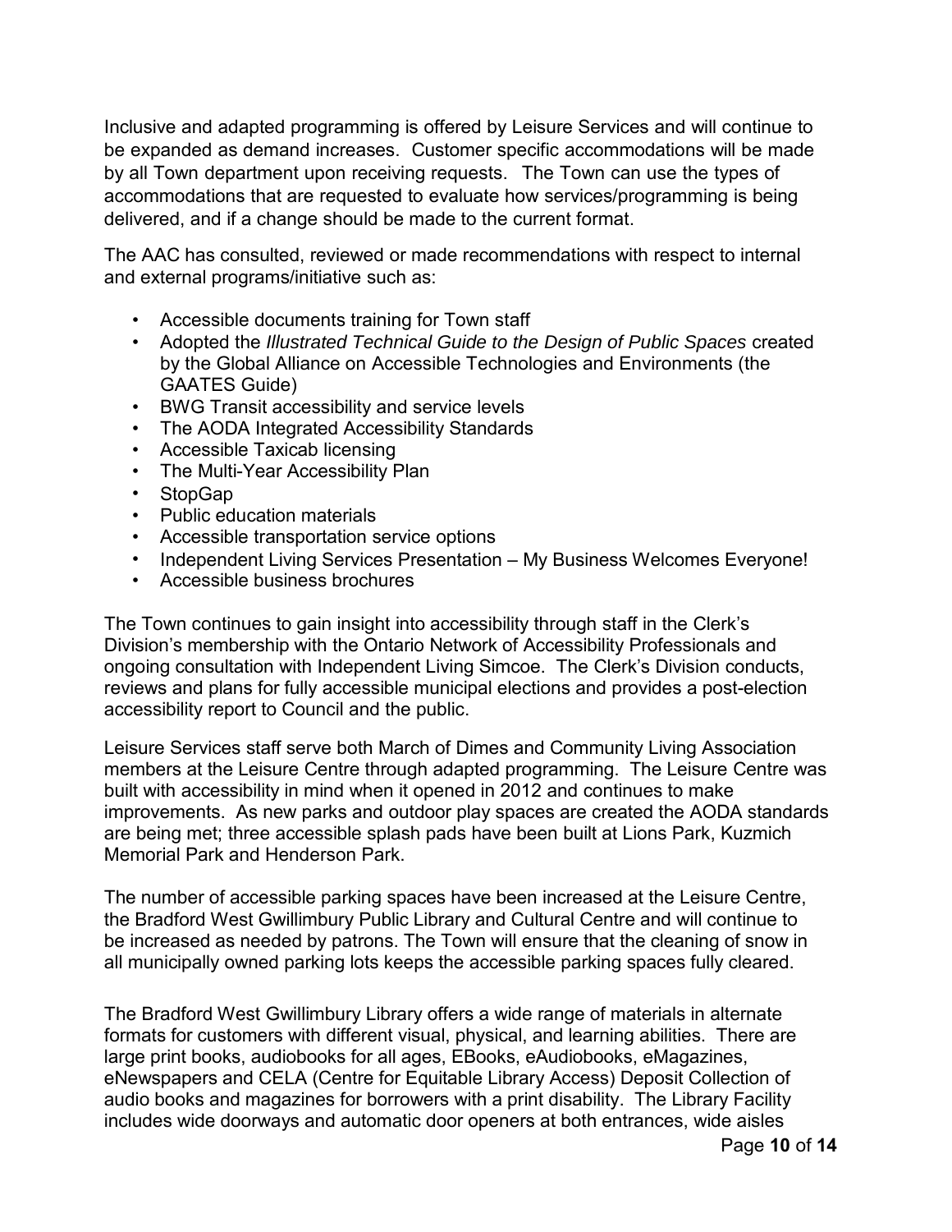Inclusive and adapted programming is offered by Leisure Services and will continue to be expanded as demand increases. Customer specific accommodations will be made by all Town department upon receiving requests. The Town can use the types of accommodations that are requested to evaluate how services/programming is being delivered, and if a change should be made to the current format.

The AAC has consulted, reviewed or made recommendations with respect to internal and external programs/initiative such as:

- Accessible documents training for Town staff
- Adopted the *Illustrated Technical Guide to the Design of Public Spaces* created by the Global Alliance on Accessible Technologies and Environments (the GAATES Guide)
- BWG Transit accessibility and service levels
- The AODA Integrated Accessibility Standards
- Accessible Taxicab licensing
- The Multi-Year Accessibility Plan
- StopGap
- Public education materials
- Accessible transportation service options
- Independent Living Services Presentation – My Business Welcomes Everyone!
- Accessible business brochures

The Town continues to gain insight into accessibility through staff in the Clerk's Division's membership with the Ontario Network of Accessibility Professionals and ongoing consultation with Independent Living Simcoe. The Clerk's Division conducts, reviews and plans for fully accessible municipal elections and provides a post-election accessibility report to Council and the public.

Leisure Services staff serve both March of Dimes and Community Living Association members at the Leisure Centre through adapted programming. The Leisure Centre was built with accessibility in mind when it opened in 2012 and continues to make improvements. As new parks and outdoor play spaces are created the AODA standards are being met; three accessible splash pads have been built at Lions Park, Kuzmich Memorial Park and Henderson Park.

The number of accessible parking spaces have been increased at the Leisure Centre, the Bradford West Gwillimbury Public Library and Cultural Centre and will continue to be increased as needed by patrons. The Town will ensure that the cleaning of snow in all municipally owned parking lots keeps the accessible parking spaces fully cleared.

The Bradford West Gwillimbury Library offers a wide range of materials in alternate formats for customers with different visual, physical, and learning abilities. There are large print books, audiobooks for all ages, EBooks, eAudiobooks, eMagazines, eNewspapers and CELA (Centre for Equitable Library Access) Deposit Collection of audio books and magazines for borrowers with a print disability. The Library Facility includes wide doorways and automatic door openers at both entrances, wide aisles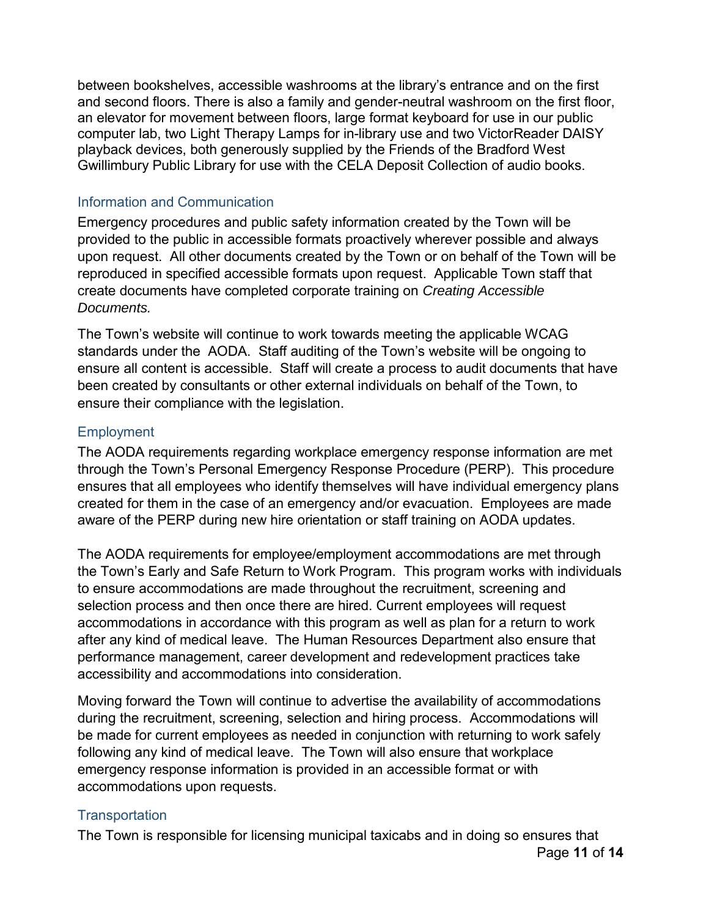between bookshelves, accessible washrooms at the library's entrance and on the first and second floors. There is also a family and gender-neutral washroom on the first floor, an elevator for movement between floors, large format keyboard for use in our public computer lab, two Light Therapy Lamps for in-library use and two VictorReader DAISY playback devices, both generously supplied by the Friends of the Bradford West Gwillimbury Public Library for use with the CELA Deposit Collection of audio books.

### Information and Communication

Emergency procedures and public safety information created by the Town will be provided to the public in accessible formats proactively wherever possible and always upon request. All other documents created by the Town or on behalf of the Town will be reproduced in specified accessible formats upon request. Applicable Town staff that create documents have completed corporate training on *Creating Accessible Documents.*

The Town's website will continue to work towards meeting the applicable WCAG standards under the AODA. Staff auditing of the Town's website will be ongoing to ensure all content is accessible. Staff will create a process to audit documents that have been created by consultants or other external individuals on behalf of the Town, to ensure their compliance with the legislation.

### Employment

The AODA requirements regarding workplace emergency response information are met through the Town's Personal Emergency Response Procedure (PERP). This procedure ensures that all employees who identify themselves will have individual emergency plans created for them in the case of an emergency and/or evacuation. Employees are made aware of the PERP during new hire orientation or staff training on AODA updates.

The AODA requirements for employee/employment accommodations are met through the Town's Early and Safe Return to Work Program. This program works with individuals to ensure accommodations are made throughout the recruitment, screening and selection process and then once there are hired. Current employees will request accommodations in accordance with this program as well as plan for a return to work after any kind of medical leave. The Human Resources Department also ensure that performance management, career development and redevelopment practices take accessibility and accommodations into consideration.

Moving forward the Town will continue to advertise the availability of accommodations during the recruitment, screening, selection and hiring process. Accommodations will be made for current employees as needed in conjunction with returning to work safely following any kind of medical leave. The Town will also ensure that workplace emergency response information is provided in an accessible format or with accommodations upon requests.

### Transportation

The Town is responsible for licensing municipal taxicabs and in doing so ensures that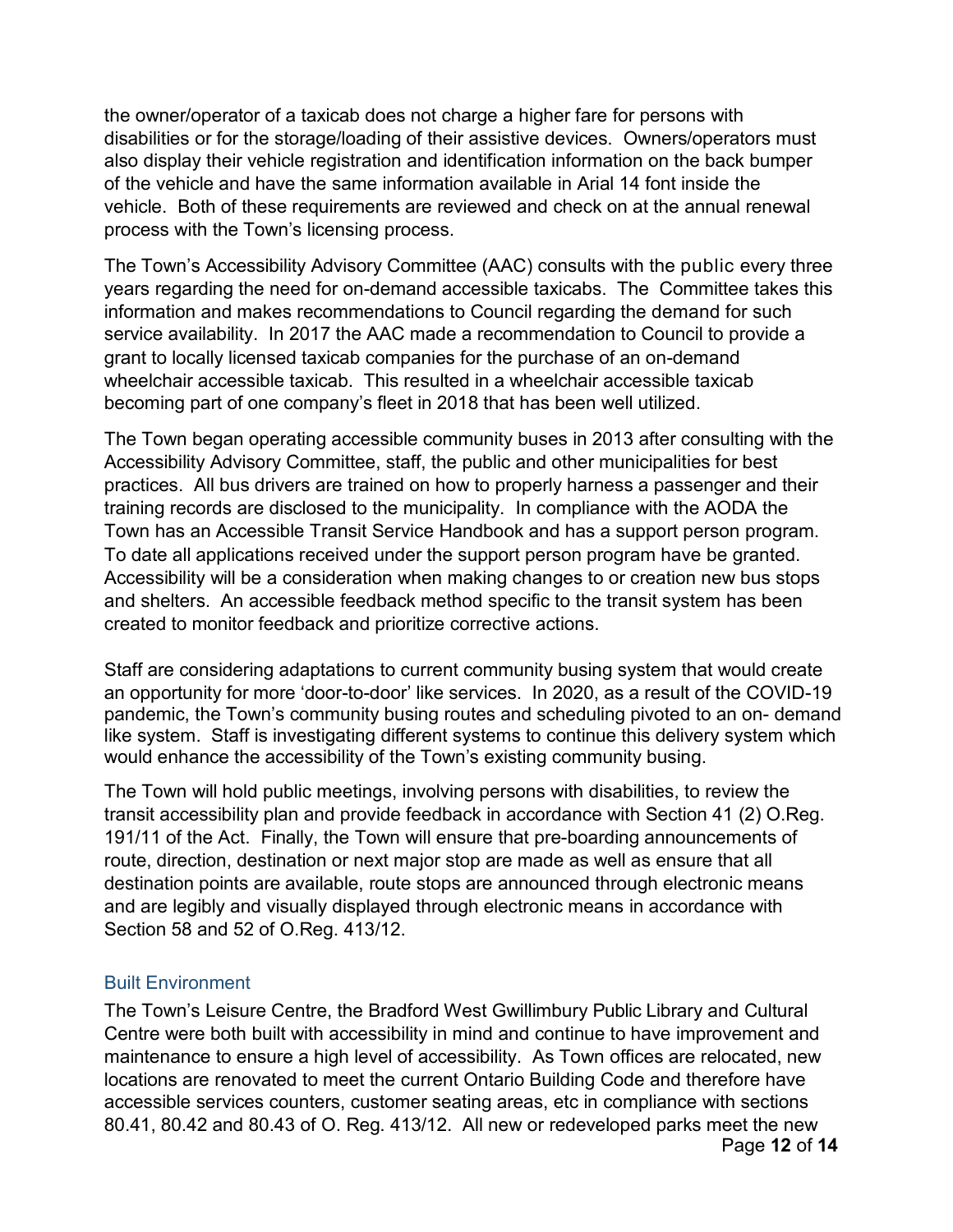the owner/operator of a taxicab does not charge a higher fare for persons with disabilities or for the storage/loading of their assistive devices. Owners/operators must also display their vehicle registration and identification information on the back bumper of the vehicle and have the same information available in Arial 14 font inside the vehicle. Both of these requirements are reviewed and check on at the annual renewal process with the Town's licensing process.

The Town's Accessibility Advisory Committee (AAC) consults with the public every three years regarding the need for on-demand accessible taxicabs. The Committee takes this information and makes recommendations to Council regarding the demand for such service availability. In 2017 the AAC made a recommendation to Council to provide a grant to locally licensed taxicab companies for the purchase of an on-demand wheelchair accessible taxicab. This resulted in a wheelchair accessible taxicab becoming part of one company's fleet in 2018 that has been well utilized.

The Town began operating accessible community buses in 2013 after consulting with the Accessibility Advisory Committee, staff, the public and other municipalities for best practices. All bus drivers are trained on how to properly harness a passenger and their training records are disclosed to the municipality. In compliance with the AODA the Town has an Accessible Transit Service Handbook and has a support person program. To date all applications received under the support person program have be granted. Accessibility will be a consideration when making changes to or creation new bus stops and shelters. An accessible feedback method specific to the transit system has been created to monitor feedback and prioritize corrective actions.

Staff are considering adaptations to current community busing system that would create an opportunity for more 'door-to-door' like services. In 2020, as a result of the COVID-19 pandemic, the Town's community busing routes and scheduling pivoted to an on- demand like system. Staff is investigating different systems to continue this delivery system which would enhance the accessibility of the Town's existing community busing.

The Town will hold public meetings, involving persons with disabilities, to review the transit accessibility plan and provide feedback in accordance with Section 41 (2) O.Reg. 191/11 of the Act. Finally, the Town will ensure that pre-boarding announcements of route, direction, destination or next major stop are made as well as ensure that all destination points are available, route stops are announced through electronic means and are legibly and visually displayed through electronic means in accordance with Section 58 and 52 of O.Reg. 413/12.

## Built Environment

The Town's Leisure Centre, the Bradford West Gwillimbury Public Library and Cultural Centre were both built with accessibility in mind and continue to have improvement and maintenance to ensure a high level of accessibility. As Town offices are relocated, new locations are renovated to meet the current Ontario Building Code and therefore have accessible services counters, customer seating areas, etc in compliance with sections 80.41, 80.42 and 80.43 of O. Reg. 413/12. All new or redeveloped parks meet the new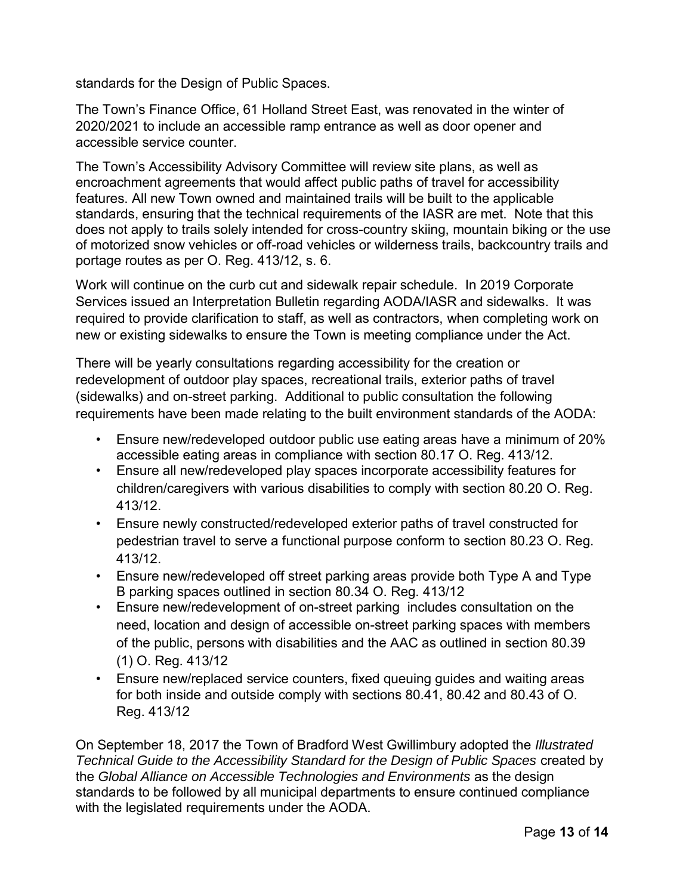standards for the Design of Public Spaces.

The Town's Finance Office, 61 Holland Street East, was renovated in the winter of 2020/2021 to include an accessible ramp entrance as well as door opener and accessible service counter.

The Town's Accessibility Advisory Committee will review site plans, as well as encroachment agreements that would affect public paths of travel for accessibility features. All new Town owned and maintained trails will be built to the applicable standards, ensuring that the technical requirements of the IASR are met. Note that this does not apply to trails solely intended for cross-country skiing, mountain biking or the use of motorized snow vehicles or off-road vehicles or wilderness trails, backcountry trails and portage routes as per O. Reg. 413/12, s. 6.

Work will continue on the curb cut and sidewalk repair schedule. In 2019 Corporate Services issued an Interpretation Bulletin regarding AODA/IASR and sidewalks. It was required to provide clarification to staff, as well as contractors, when completing work on new or existing sidewalks to ensure the Town is meeting compliance under the Act.

There will be yearly consultations regarding accessibility for the creation or redevelopment of outdoor play spaces, recreational trails, exterior paths of travel (sidewalks) and on-street parking. Additional to public consultation the following requirements have been made relating to the built environment standards of the AODA:

- Ensure new/redeveloped outdoor public use eating areas have a minimum of 20% accessible eating areas in compliance with section 80.17 O. Reg. 413/12.
- Ensure all new/redeveloped play spaces incorporate accessibility features for children/caregivers with various disabilities to comply with section 80.20 O. Reg. 413/12.
- Ensure newly constructed/redeveloped exterior paths of travel constructed for pedestrian travel to serve a functional purpose conform to section 80.23 O. Reg. 413/12.
- Ensure new/redeveloped off street parking areas provide both Type A and Type B parking spaces outlined in section 80.34 O. Reg. 413/12
- Ensure new/redevelopment of on-street parking includes consultation on the need, location and design of accessible on-street parking spaces with members of the public, persons with disabilities and the AAC as outlined in section 80.39 (1) O. Reg. 413/12
- Ensure new/replaced service counters, fixed queuing guides and waiting areas for both inside and outside comply with sections 80.41, 80.42 and 80.43 of O. Reg. 413/12

On September 18, 2017 the Town of Bradford West Gwillimbury adopted the *Illustrated Technical Guide to the Accessibility Standard for the Design of Public Spaces* created by the *Global Alliance on Accessible Technologies and Environments* as the design standards to be followed by all municipal departments to ensure continued compliance with the legislated requirements under the AODA.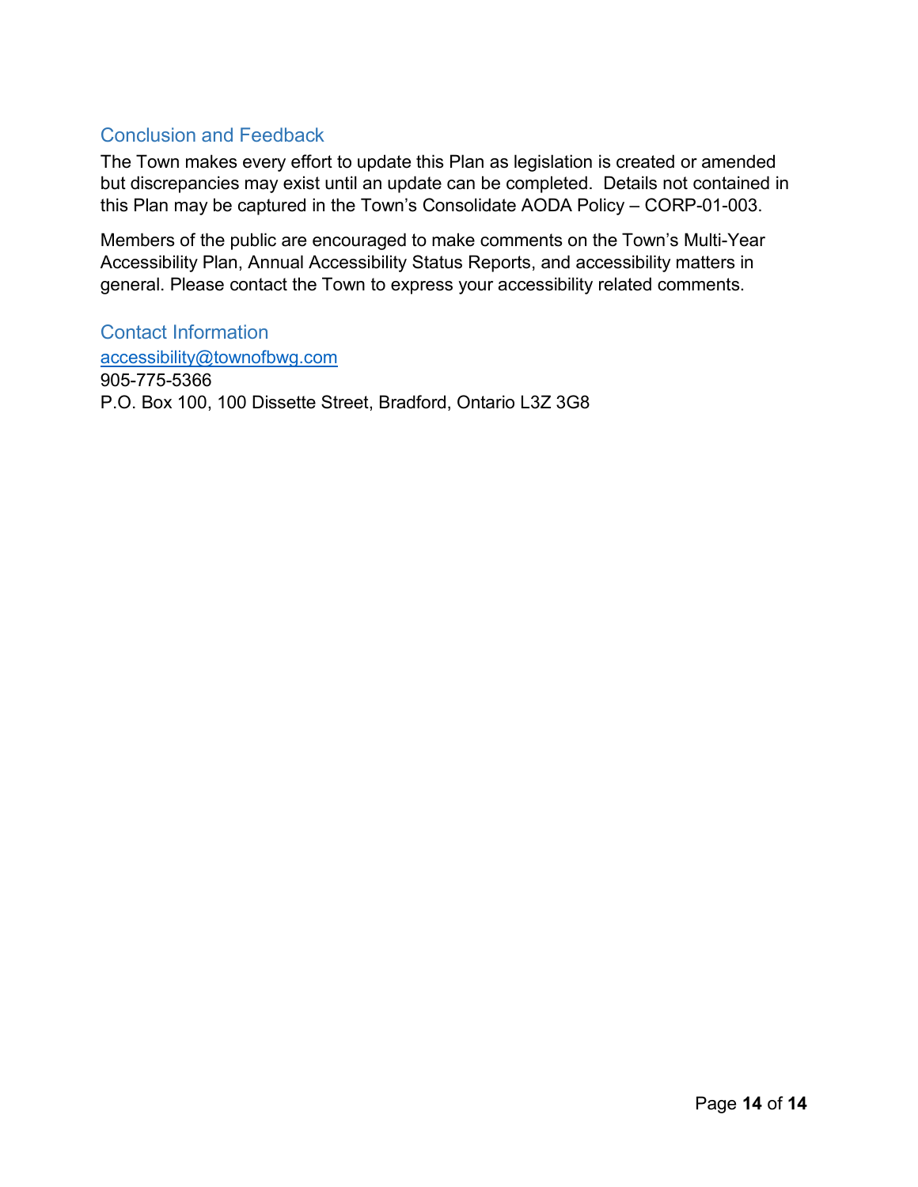## Conclusion and Feedback

The Town makes every effort to update this Plan as legislation is created or amended but discrepancies may exist until an update can be completed. Details not contained in this Plan may be captured in the Town's Consolidate AODA Policy – CORP-01-003.

Members of the public are encouraged to make comments on the Town's Multi-Year Accessibility Plan, Annual Accessibility Status Reports, and accessibility matters in general. Please contact the Town to express your accessibility related comments.

## Contact Information

[accessibility@townofbwg.com](mailto:accessibility@townofbwg.com)
905-775-5366
P.O. Box 100, 100 Dissette Street, Bradford, Ontario L3Z 3G8